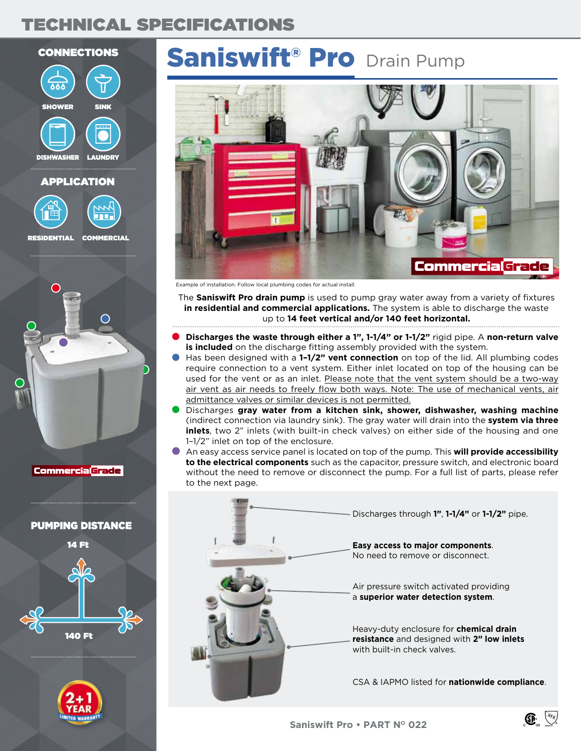# TECHNICAL SPECIFICATIONS

## CONNECTIONS

SHOWER

SINK

DISHWASHER

LAUNDRY

## APPLICATION

RESIDENTIAL

COMMERCIAL

CommercialGrade

## PUMPING DISTANCE

14 Ft

140 Ft

2+1 YEAR LIMITED WARRANTY

# Saniswift® Pro Drain Pump

CommercialGrade

Example of installation. Follow local plumbing codes for actual install.

The **Saniswift Pro drain pump** is used to pump gray water away from a variety of fixtures **in residential and commercial applications.** The system is able to discharge the waste up to **14 feet vertical and/or 140 feet horizontal.**

- **Discharges the waste through either a 1", 1-1/4" or 1-1/2"** rigid pipe. A **non-return valve is included** on the discharge fitting assembly provided with the system.
- Has been designed with a **1–1/2" vent connection** on top of the lid. All plumbing codes require connection to a vent system. Either inlet located on top of the housing can be used for the vent or as an inlet. Please note that the vent system should be a two-way air vent as air needs to freely flow both ways. Note: The use of mechanical vents, air admittance valves or similar devices is not permitted.
- Discharges **gray water from a kitchen sink, shower, dishwasher, washing machine** (indirect connection via laundry sink). The gray water will drain into the **system via three inlets**, two 2" inlets (with built-in check valves) on either side of the housing and one 1–1/2" inlet on top of the enclosure.
- An easy access service panel is located on top of the pump. This **will provide accessibility to the electrical components** such as the capacitor, pressure switch, and electronic board without the need to remove or disconnect the pump. For a full list of parts, please refer to the next page.

Discharges through **1"**, **1-1/4"** or **1-1/2"** pipe.

**Easy access to major components**. No need to remove or disconnect.

Air pressure switch activated providing a **superior water detection system**.

Heavy-duty enclosure for **chemical drain resistance** and designed with **2" low inlets** with built-in check valves.

CSA & IAPMO listed for **nationwide compliance**.

Saniswift Pro • PART N° 022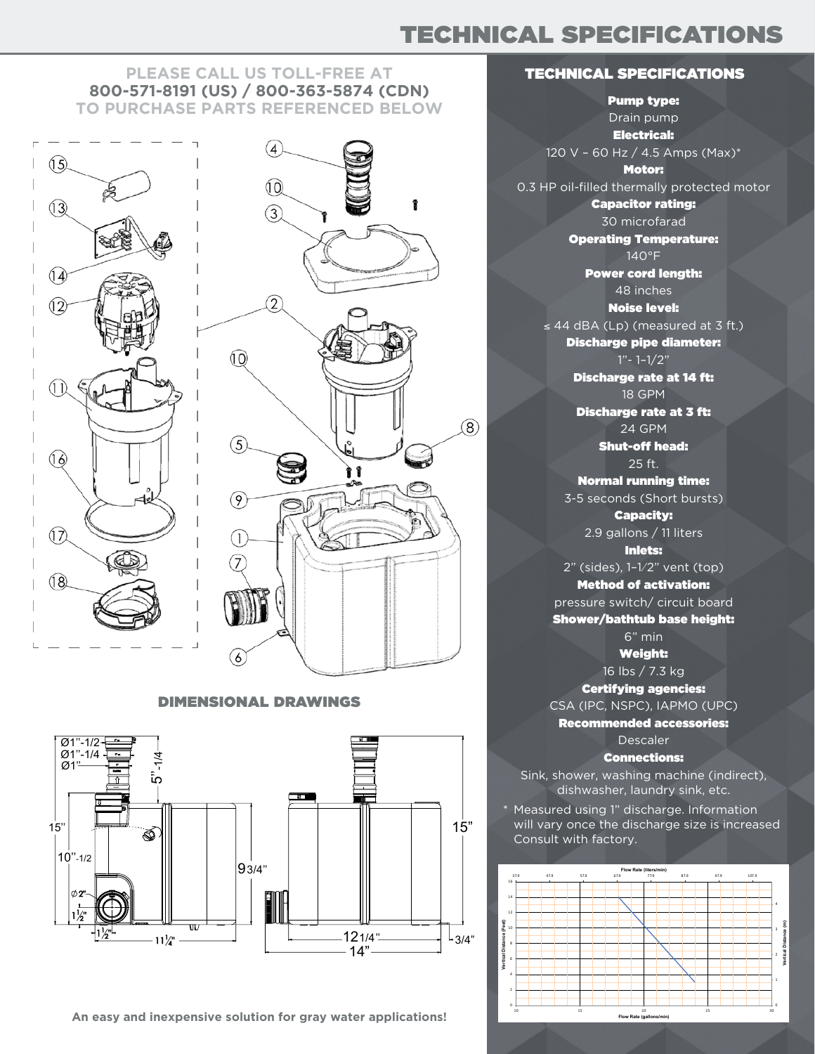# TECHNICAL SPECIFICATIONS

**PLEASE CALL US TOLL-FREE AT**
**800-571-8191 (US) / 800-363-5874 (CDN)**
**TO PURCHASE PARTS REFERENCED BELOW**

15
13
14
12
11
16
17
18
4
10
3
2
10
8
5
9
1
7
6

## DIMENSIONAL DRAWINGS

Ø1"-1/2
Ø1"-1/4
Ø1"
5"-1/4
15"
10"-1/2
9 3/4"
Ø2"
1 1/2"
1 1/2"
11 1/4"
15"
12 1/4"
14"
3/4"

**An easy and inexpensive solution for gray water applications!**

## TECHNICAL SPECIFICATIONS

**Pump type:**
Drain pump

**Electrical:**
120 V – 60 Hz / 4.5 Amps (Max)*

**Motor:**
0.3 HP oil-filled thermally protected motor

**Capacitor rating:**
30 microfarad

**Operating Temperature:**
140°F

**Power cord length:**
48 inches

**Noise level:**
≤ 44 dBA (Lp) (measured at 3 ft.)

**Discharge pipe diameter:**
1"- 1–1/2"

**Discharge rate at 14 ft:**
18 GPM

**Discharge rate at 3 ft:**
24 GPM

**Shut-off head:**
25 ft.

**Normal running time:**
3-5 seconds (Short bursts)

**Capacity:**
2.9 gallons / 11 liters

**Inlets:**
2" (sides), 1–1/2" vent (top)

**Method of activation:**
pressure switch/ circuit board

**Shower/bathtub base height:**
6" min

**Weight:**
16 lbs / 7.3 kg

**Certifying agencies:**
CSA (IPC, NSPC), IAPMO (UPC)

**Recommended accessories:**
Descaler

**Connections:**
Sink, shower, washing machine (indirect), dishwasher, laundry sink, etc.

* Measured using 1" discharge. Information will vary once the discharge size is increased Consult with factory.

Flow Rate (liters/min)
37.9 47.9 57.9 67.9 77.9 87.9 97.9 107.9
Vertical Distance (Feet)
0 2 4 6 8 10 12 14 16
Vertical Distance (m)
0 1 2 3 4
Flow Rate (gallons/min)
10 15 20 25 30